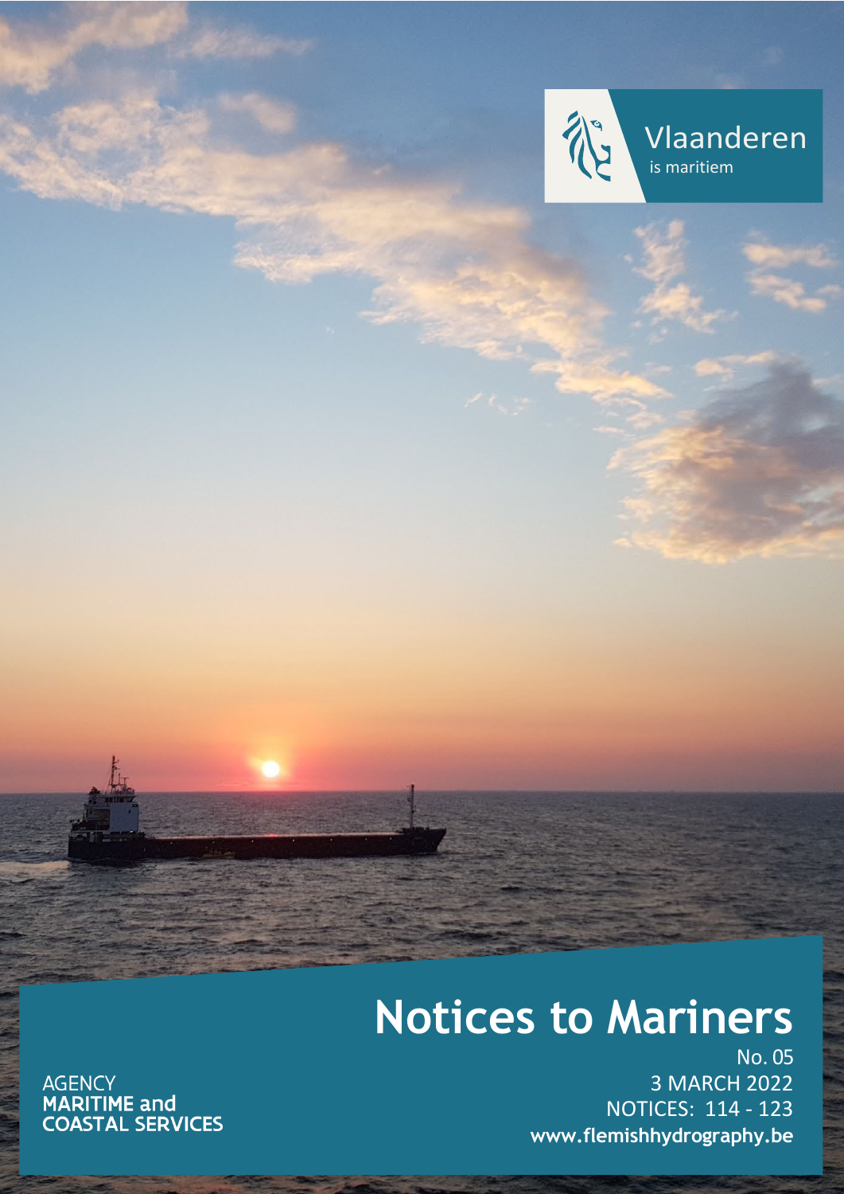Vlaanderen

is maritiem

# Notices to Mariners

No. 05

3 MARCH 2022

NOTICES: 114 - 123

**www.flemishhydrography.be**

AGENCY

**MARITIME and COASTAL SERVICES**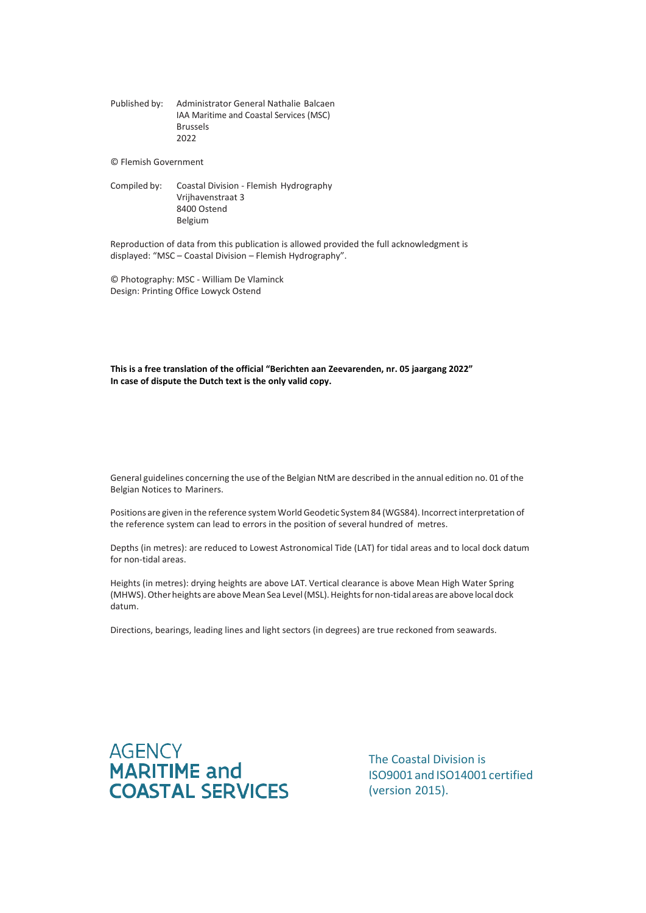Published by: Administrator General Nathalie Balcaen
IAA Maritime and Coastal Services (MSC)
Brussels
2022

© Flemish Government

Compiled by: Coastal Division - Flemish Hydrography
Vrijhavenstraat 3
8400 Ostend
Belgium

Reproduction of data from this publication is allowed provided the full acknowledgment is displayed: "MSC – Coastal Division – Flemish Hydrography".

© Photography: MSC - William De Vlaminck
Design: Printing Office Lowyck Ostend

**This is a free translation of the official "Berichten aan Zeevarenden, nr. 05 jaargang 2022"**
**In case of dispute the Dutch text is the only valid copy.**

General guidelines concerning the use of the Belgian NtM are described in the annual edition no. 01 of the Belgian Notices to Mariners.

Positions are given in the reference system World Geodetic System 84 (WGS84). Incorrect interpretation of the reference system can lead to errors in the position of several hundred of metres.

Depths (in metres): are reduced to Lowest Astronomical Tide (LAT) for tidal areas and to local dock datum for non-tidal areas.

Heights (in metres): drying heights are above LAT. Vertical clearance is above Mean High Water Spring (MHWS). Other heights are above Mean Sea Level (MSL). Heights for non-tidal areas are above local dock datum.

Directions, bearings, leading lines and light sectors (in degrees) are true reckoned from seawards.

AGENCY
**MARITIME and COASTAL SERVICES**

The Coastal Division is ISO9001 and ISO14001 certified (version 2015).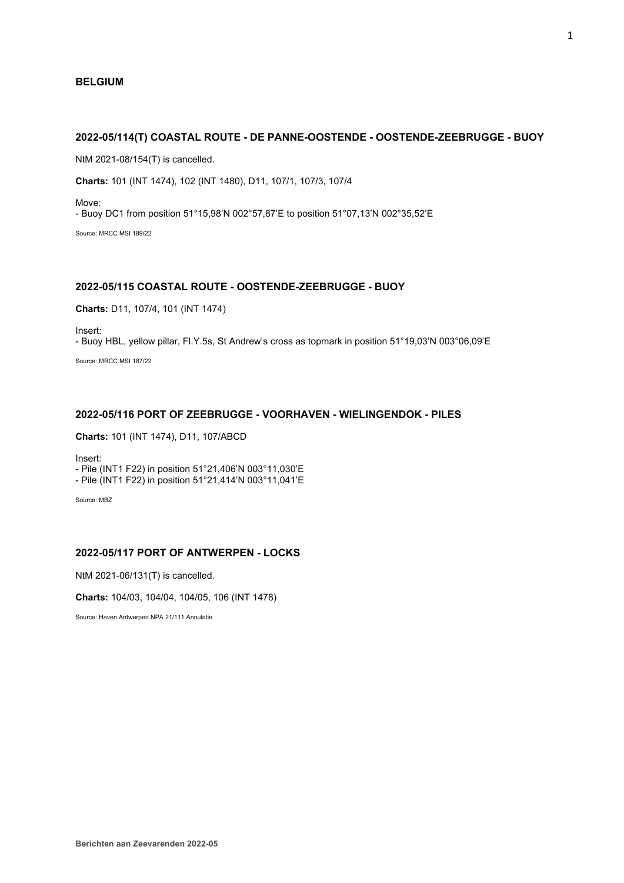# BELGIUM

## 2022-05/114(T) COASTAL ROUTE - DE PANNE-OOSTENDE - OOSTENDE-ZEEBRUGGE - BUOY

NtM 2021-08/154(T) is cancelled.

**Charts:** 101 (INT 1474), 102 (INT 1480), D11, 107/1, 107/3, 107/4

Move:
- Buoy DC1 from position 51°15,98'N 002°57,87'E to position 51°07,13'N 002°35,52'E

Source: MRCC MSI 189/22

## 2022-05/115 COASTAL ROUTE - OOSTENDE-ZEEBRUGGE - BUOY

**Charts:** D11, 107/4, 101 (INT 1474)

Insert:
- Buoy HBL, yellow pillar, Fl.Y.5s, St Andrew's cross as topmark in position 51°19,03'N 003°06,09'E

Source: MRCC MSI 187/22

## 2022-05/116 PORT OF ZEEBRUGGE - VOORHAVEN - WIELINGENDOK - PILES

**Charts:** 101 (INT 1474), D11, 107/ABCD

Insert:
- Pile (INT1 F22) in position 51°21,406'N 003°11,030'E
- Pile (INT1 F22) in position 51°21,414'N 003°11,041'E

Source: MBZ

## 2022-05/117 PORT OF ANTWERPEN - LOCKS

NtM 2021-06/131(T) is cancelled.

**Charts:** 104/03, 104/04, 104/05, 106 (INT 1478)

Source: Haven Antwerpen NPA 21/111 Annulatie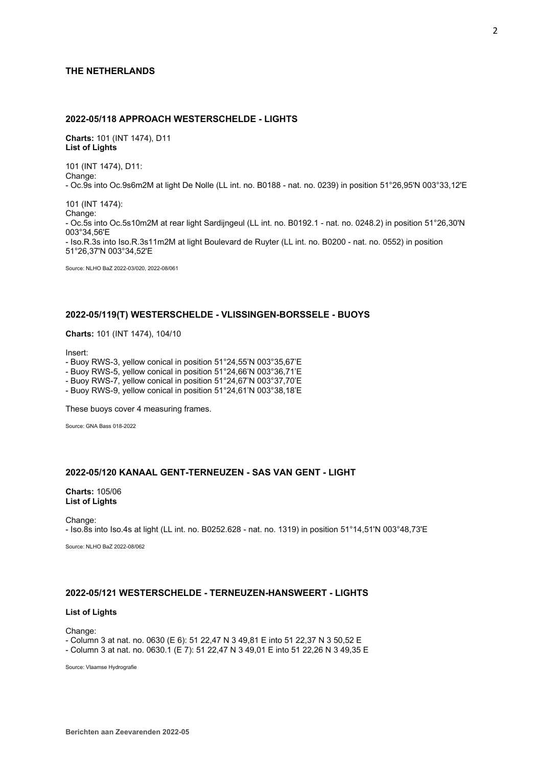## THE NETHERLANDS

### 2022-05/118 APPROACH WESTERSCHELDE - LIGHTS

**Charts:** 101 (INT 1474), D11
**List of Lights**

101 (INT 1474), D11:
Change:
- Oc.9s into Oc.9s6m2M at light De Nolle (LL int. no. B0188 - nat. no. 0239) in position 51°26,95'N 003°33,12'E

101 (INT 1474):
Change:
- Oc.5s into Oc.5s10m2M at rear light Sardijngeul (LL int. no. B0192.1 - nat. no. 0248.2) in position 51°26,30'N 003°34,56'E
- Iso.R.3s into Iso.R.3s11m2M at light Boulevard de Ruyter (LL int. no. B0200 - nat. no. 0552) in position 51°26,37'N 003°34,52'E

Source: NLHO BaZ 2022-03/020, 2022-08/061

### 2022-05/119(T) WESTERSCHELDE - VLISSINGEN-BORSSELE - BUOYS

**Charts:** 101 (INT 1474), 104/10

Insert:
- Buoy RWS-3, yellow conical in position 51°24,55'N 003°35,67'E
- Buoy RWS-5, yellow conical in position 51°24,66'N 003°36,71'E
- Buoy RWS-7, yellow conical in position 51°24,67'N 003°37,70'E
- Buoy RWS-9, yellow conical in position 51°24,61'N 003°38,18'E

These buoys cover 4 measuring frames.

Source: GNA Bass 018-2022

### 2022-05/120 KANAAL GENT-TERNEUZEN - SAS VAN GENT - LIGHT

**Charts:** 105/06
**List of Lights**

Change:
- Iso.8s into Iso.4s at light (LL int. no. B0252.628 - nat. no. 1319) in position 51°14,51'N 003°48,73'E

Source: NLHO BaZ 2022-08/062

### 2022-05/121 WESTERSCHELDE - TERNEUZEN-HANSWEERT - LIGHTS

**List of Lights**

Change:
- Column 3 at nat. no. 0630 (E 6): 51 22,47 N 3 49,81 E into 51 22,37 N 3 50,52 E
- Column 3 at nat. no. 0630.1 (E 7): 51 22,47 N 3 49,01 E into 51 22,26 N 3 49,35 E

Source: Vlaamse Hydrografie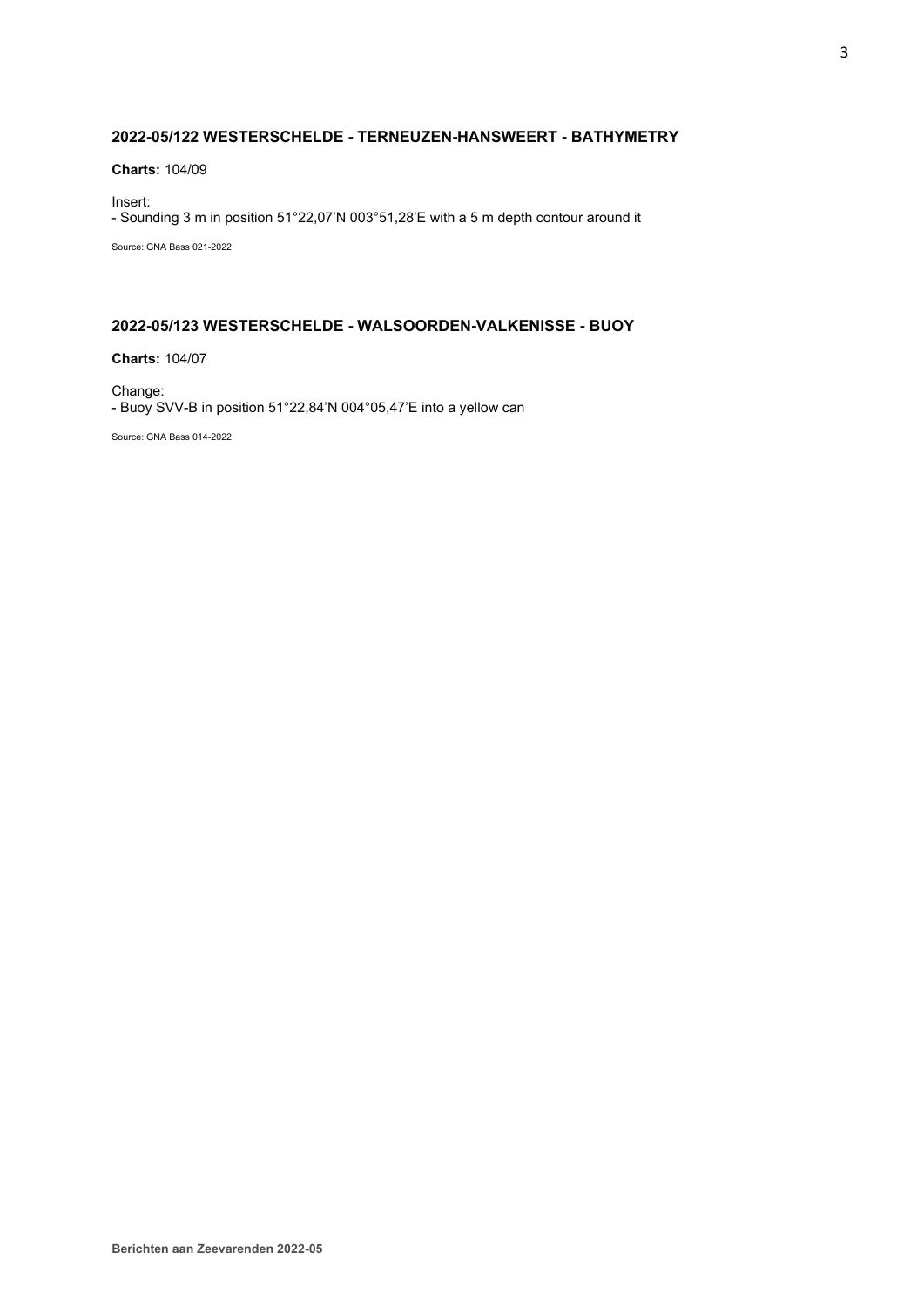### 2022-05/122 WESTERSCHELDE - TERNEUZEN-HANSWEERT - BATHYMETRY

**Charts:** 104/09

Insert:
- Sounding 3 m in position 51°22,07'N 003°51,28'E with a 5 m depth contour around it

Source: GNA Bass 021-2022

### 2022-05/123 WESTERSCHELDE - WALSOORDEN-VALKENISSE - BUOY

**Charts:** 104/07

Change:
- Buoy SVV-B in position 51°22,84'N 004°05,47'E into a yellow can

Source: GNA Bass 014-2022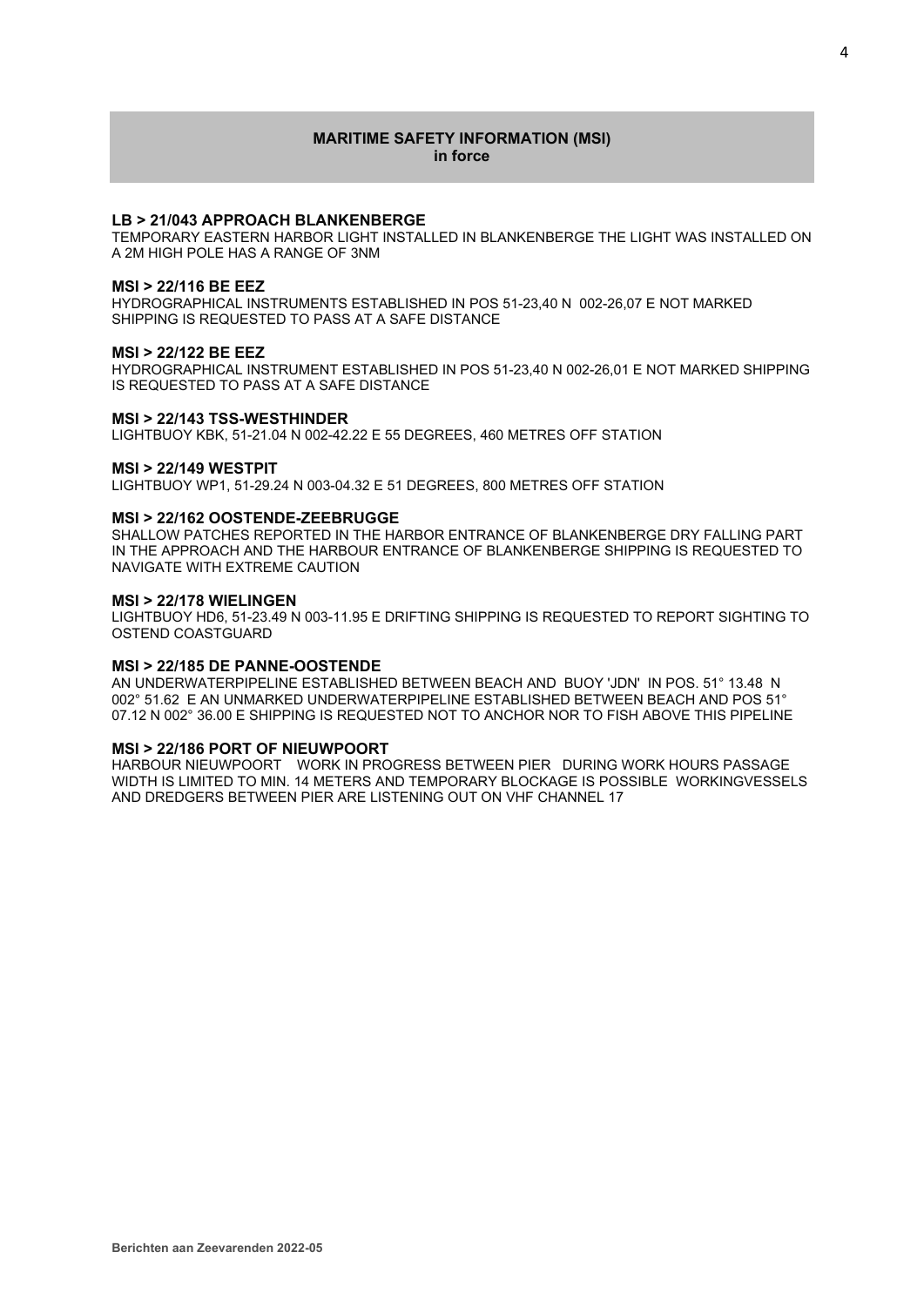## MARITIME SAFETY INFORMATION (MSI)
**in force**

### LB > 21/043 APPROACH BLANKENBERGE

TEMPORARY EASTERN HARBOR LIGHT INSTALLED IN BLANKENBERGE THE LIGHT WAS INSTALLED ON A 2M HIGH POLE HAS A RANGE OF 3NM

### MSI > 22/116 BE EEZ

HYDROGRAPHICAL INSTRUMENTS ESTABLISHED IN POS 51-23,40 N 002-26,07 E NOT MARKED SHIPPING IS REQUESTED TO PASS AT A SAFE DISTANCE

### MSI > 22/122 BE EEZ

HYDROGRAPHICAL INSTRUMENT ESTABLISHED IN POS 51-23,40 N 002-26,01 E NOT MARKED SHIPPING IS REQUESTED TO PASS AT A SAFE DISTANCE

### MSI > 22/143 TSS-WESTHINDER

LIGHTBUOY KBK, 51-21.04 N 002-42.22 E 55 DEGREES, 460 METRES OFF STATION

### MSI > 22/149 WESTPIT

LIGHTBUOY WP1, 51-29.24 N 003-04.32 E 51 DEGREES, 800 METRES OFF STATION

### MSI > 22/162 OOSTENDE-ZEEBRUGGE

SHALLOW PATCHES REPORTED IN THE HARBOR ENTRANCE OF BLANKENBERGE DRY FALLING PART IN THE APPROACH AND THE HARBOUR ENTRANCE OF BLANKENBERGE SHIPPING IS REQUESTED TO NAVIGATE WITH EXTREME CAUTION

### MSI > 22/178 WIELINGEN

LIGHTBUOY HD6, 51-23.49 N 003-11.95 E DRIFTING SHIPPING IS REQUESTED TO REPORT SIGHTING TO OSTEND COASTGUARD

### MSI > 22/185 DE PANNE-OOSTENDE

AN UNDERWATERPIPELINE ESTABLISHED BETWEEN BEACH AND BUOY 'JDN' IN POS. 51° 13.48 N 002° 51.62 E AN UNMARKED UNDERWATERPIPELINE ESTABLISHED BETWEEN BEACH AND POS 51° 07.12 N 002° 36.00 E SHIPPING IS REQUESTED NOT TO ANCHOR NOR TO FISH ABOVE THIS PIPELINE

### MSI > 22/186 PORT OF NIEUWPOORT

HARBOUR NIEUWPOORT WORK IN PROGRESS BETWEEN PIER DURING WORK HOURS PASSAGE WIDTH IS LIMITED TO MIN. 14 METERS AND TEMPORARY BLOCKAGE IS POSSIBLE WORKINGVESSELS AND DREDGERS BETWEEN PIER ARE LISTENING OUT ON VHF CHANNEL 17